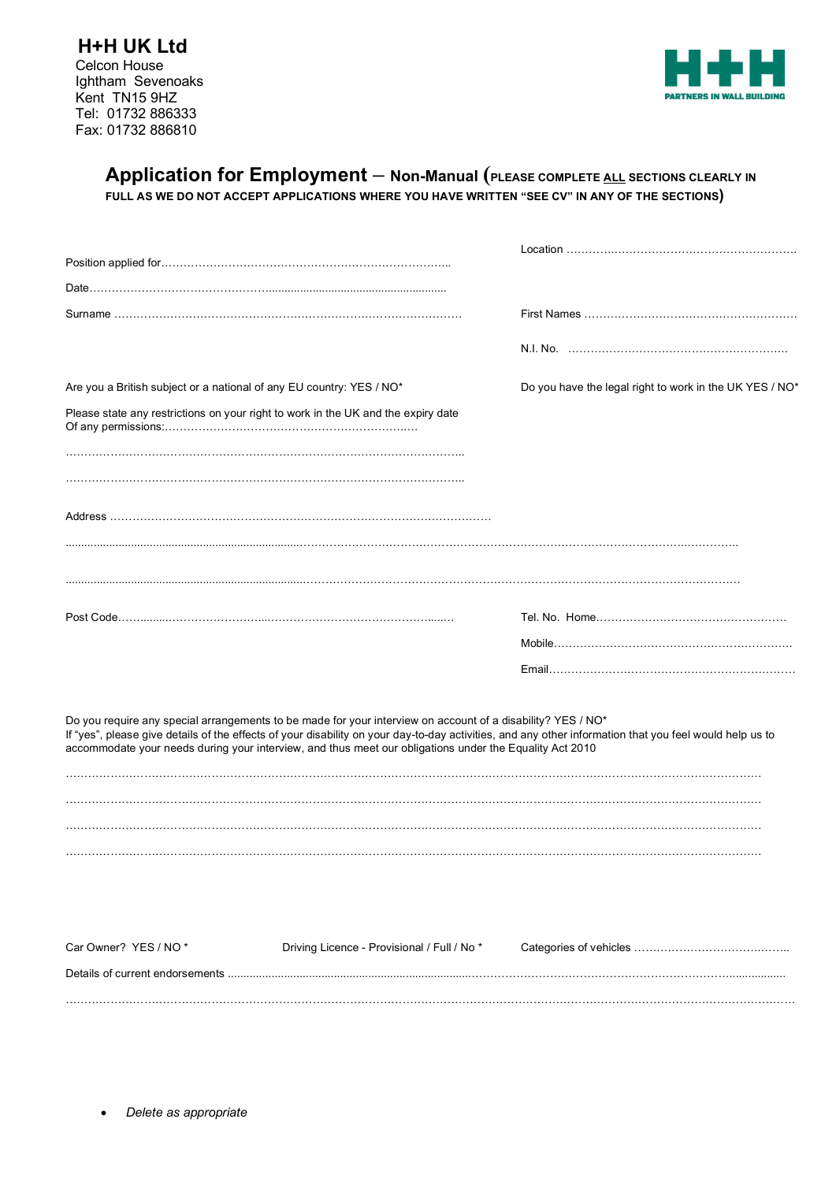**H+H UK Ltd**
Celcon House
Ightham Sevenoaks
Kent TN15 9HZ
Tel: 01732 886333
Fax: 01732 886810

H+H
PARTNERS IN WALL BUILDING

## Application for Employment – Non-Manual (PLEASE COMPLETE ALL SECTIONS CLEARLY IN FULL AS WE DO NOT ACCEPT APPLICATIONS WHERE YOU HAVE WRITTEN "SEE CV" IN ANY OF THE SECTIONS)

Location …………………………………………………………

Position applied for……………………………………………………………………..

Date……………………………………………………………………………………

Surname …………………………………………………………………………………

First Names …………………………………………………

N.I. No. ……………………………………………………..

Are you a British subject or a national of any EU country: YES / NO*

Do you have the legal right to work in the UK YES / NO*

Please state any restrictions on your right to work in the UK and the expiry date Of any permissions:……………………………………………………………

……………………………………………………………………………………………..

……………………………………………………………………………………………..

Address ………………………………………………………………………………………

……………………………………………………………………………………………………………………………………………

……………………………………………………………………………………………………………………………………………

Post Code……………………………………………………………………………………

Tel. No. Home……………………………………………

Mobile…………………………………………………………

Email……………………………………………………………

Do you require any special arrangements to be made for your interview on account of a disability? YES / NO*
If "yes", please give details of the effects of your disability on your day-to-day activities, and any other information that you feel would help us to accommodate your needs during your interview, and thus meet our obligations under the Equality Act 2010

……………………………………………………………………………………………………………………………………………

……………………………………………………………………………………………………………………………………………

……………………………………………………………………………………………………………………………………………

……………………………………………………………………………………………………………………………………………

Car Owner? YES / NO *

Driving Licence - Provisional / Full / No *

Categories of vehicles …………………………………….

Details of current endorsements ……………………………………………………………………………………………………………

……………………………………………………………………………………………………………………………………………

- *Delete as appropriate*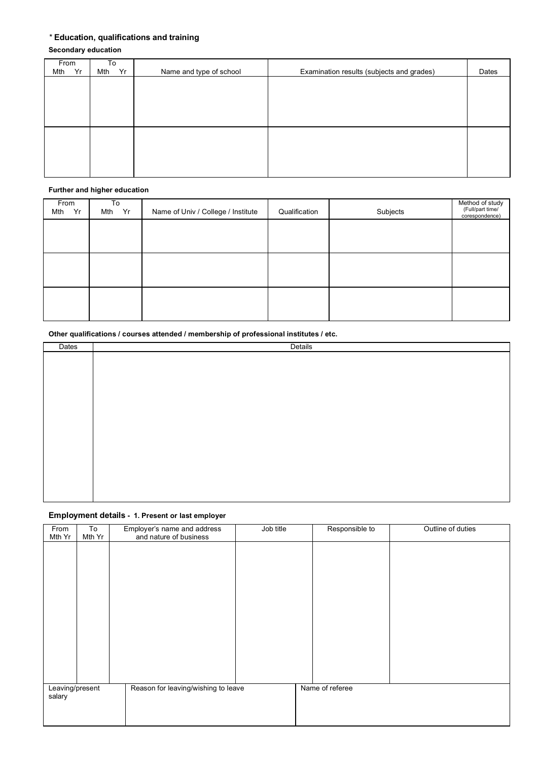## * Education, qualifications and training

### Secondary education

| From Mth Yr | To Mth Yr | Name and type of school | Examination results (subjects and grades) | Dates |
|---|---|---|---|---|
| | | | | |
| | | | | |

### Further and higher education

| From Mth Yr | To Mth Yr | Name of Univ / College / Institute | Qualification | Subjects | Method of study (Full/part time/ corespondence) |
|---|---|---|---|---|---|
| | | | | | |
| | | | | | |
| | | | | | |

### Other qualifications / courses attended / membership of professional institutes / etc.

| Dates | Details |
|---|---|
| | |

## Employment details - 1. Present or last employer

| From Mth Yr | To Mth Yr | Employer's name and address and nature of business | Job title | Responsible to | Outline of duties |
|---|---|---|---|---|---|
| | | | | | |

| Leaving/present salary | Reason for leaving/wishing to leave | Name of referee |
|---|---|---|
| | | |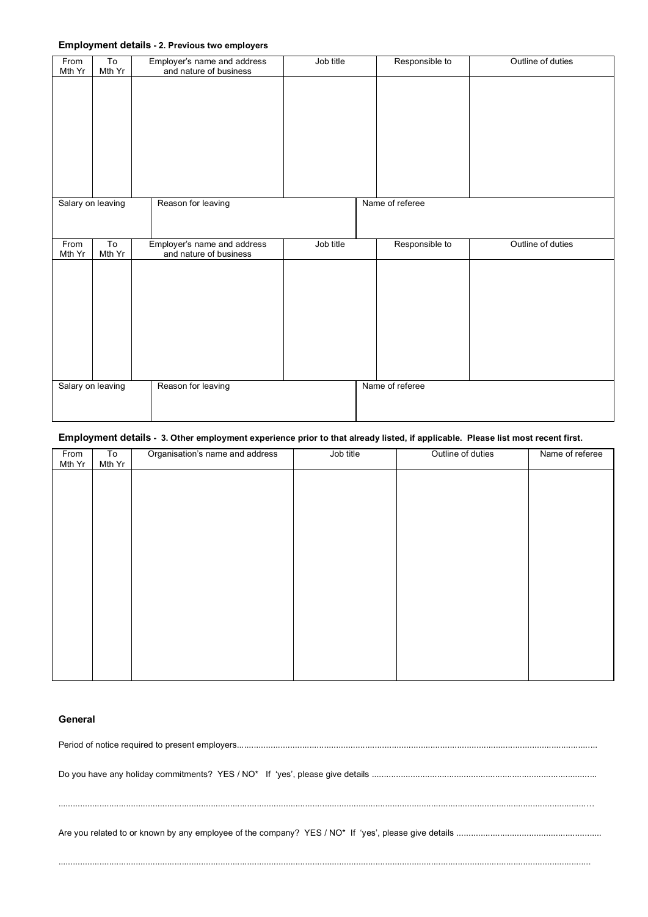**Employment details - 2. Previous two employers**

| From Mth Yr | To Mth Yr | Employer's name and address and nature of business | Job title | Responsible to | Outline of duties |
|---|---|---|---|---|---|
| | | | | | |

| Salary on leaving | Reason for leaving | Name of referee |
|---|---|---|
| | | |

| From Mth Yr | To Mth Yr | Employer's name and address and nature of business | Job title | Responsible to | Outline of duties |
|---|---|---|---|---|---|
| | | | | | |

| Salary on leaving | Reason for leaving | Name of referee |
|---|---|---|
| | | |

**Employment details - 3. Other employment experience prior to that already listed, if applicable. Please list most recent first.**

| From Mth Yr | To Mth Yr | Organisation's name and address | Job title | Outline of duties | Name of referee |
|---|---|---|---|---|---|
| | | | | | |

**General**

Period of notice required to present employers..................................................................................................................................................

Do you have any holiday commitments? YES / NO* If 'yes', please give details ...........................................................................................

..........................................................................................................................................................................................................................

Are you related to or known by any employee of the company? YES / NO* If 'yes', please give details ...........................................................

..........................................................................................................................................................................................................................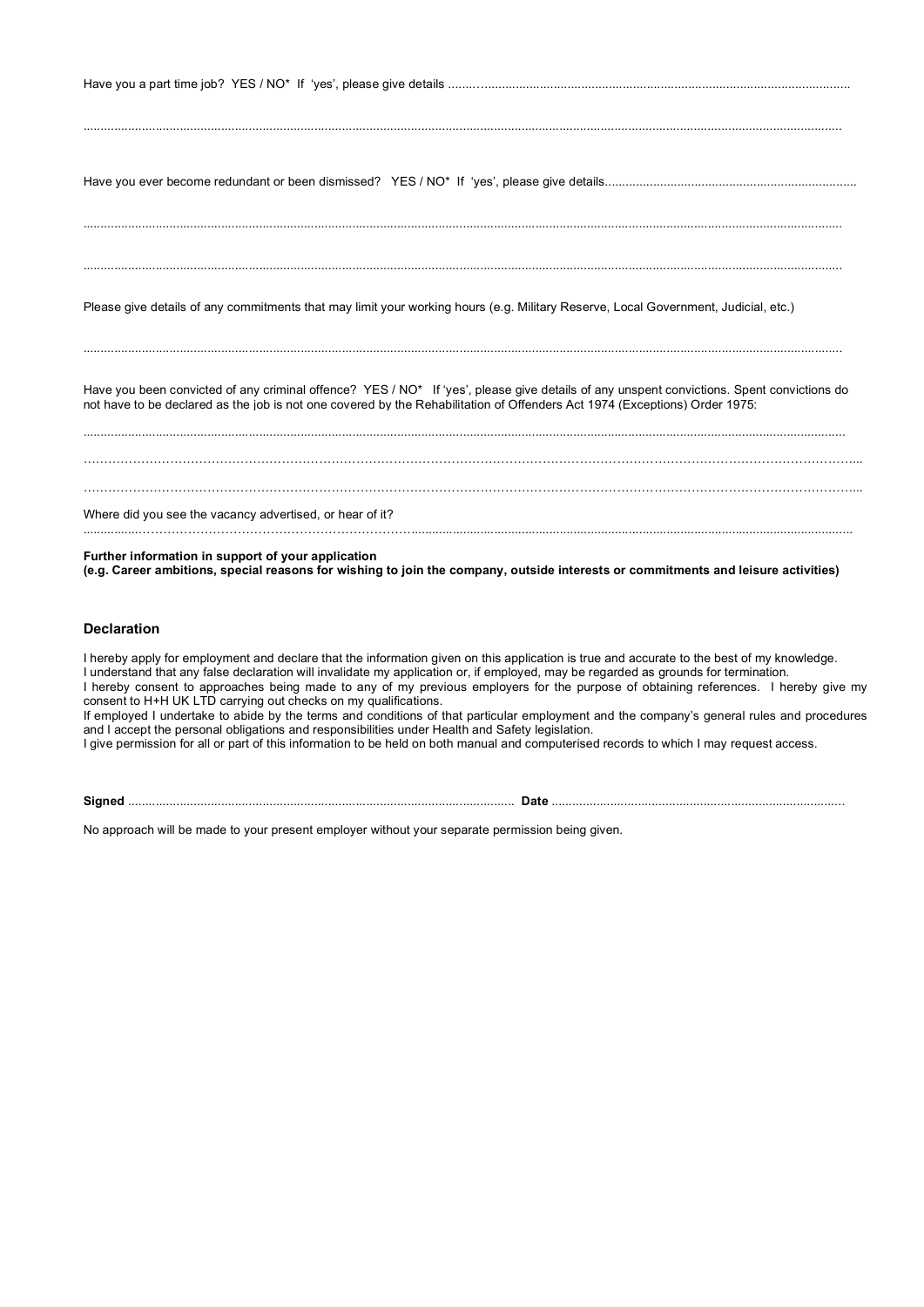Have you a part time job? YES / NO* If 'yes', please give details ..........................................................................................................................

...........................................................................................................................................................................................................

Have you ever become redundant or been dismissed? YES / NO* If 'yes', please give details.......................................................................

...........................................................................................................................................................................................................

...........................................................................................................................................................................................................

Please give details of any commitments that may limit your working hours (e.g. Military Reserve, Local Government, Judicial, etc.)

...........................................................................................................................................................................................................

Have you been convicted of any criminal offence? YES / NO* If 'yes', please give details of any unspent convictions. Spent convictions do not have to be declared as the job is not one covered by the Rehabilitation of Offenders Act 1974 (Exceptions) Order 1975:

...........................................................................................................................................................................................................

………………………………………………………………………………………………………………………………………………………...

………………………………………………………………………………………………………………………………………………………...

Where did you see the vacancy advertised, or hear of it?

...........................................................................................................................................................................................................

**Further information in support of your application**
**(e.g. Career ambitions, special reasons for wishing to join the company, outside interests or commitments and leisure activities)**

### Declaration

I hereby apply for employment and declare that the information given on this application is true and accurate to the best of my knowledge.
I understand that any false declaration will invalidate my application or, if employed, may be regarded as grounds for termination.
I hereby consent to approaches being made to any of my previous employers for the purpose of obtaining references. I hereby give my consent to H+H UK LTD carrying out checks on my qualifications.
If employed I undertake to abide by the terms and conditions of that particular employment and the company's general rules and procedures and I accept the personal obligations and responsibilities under Health and Safety legislation.
I give permission for all or part of this information to be held on both manual and computerised records to which I may request access.

**Signed** ............................................................................................................... **Date** ....................................................................................

No approach will be made to your present employer without your separate permission being given.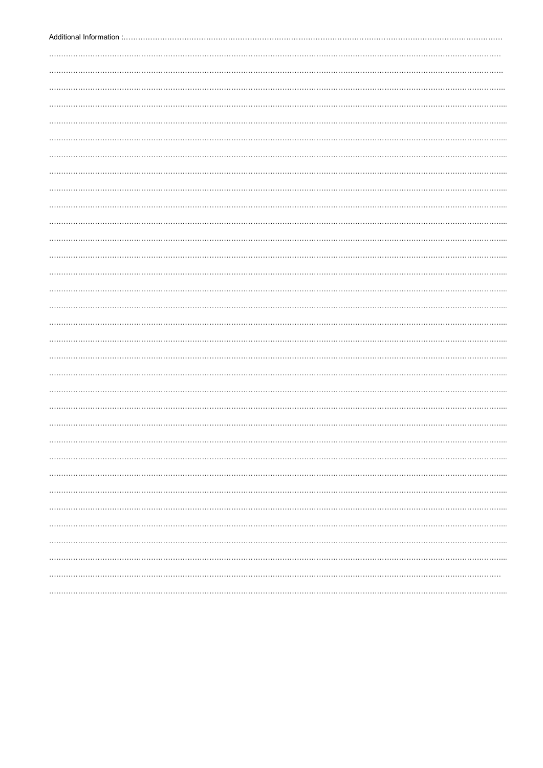Additional Information :